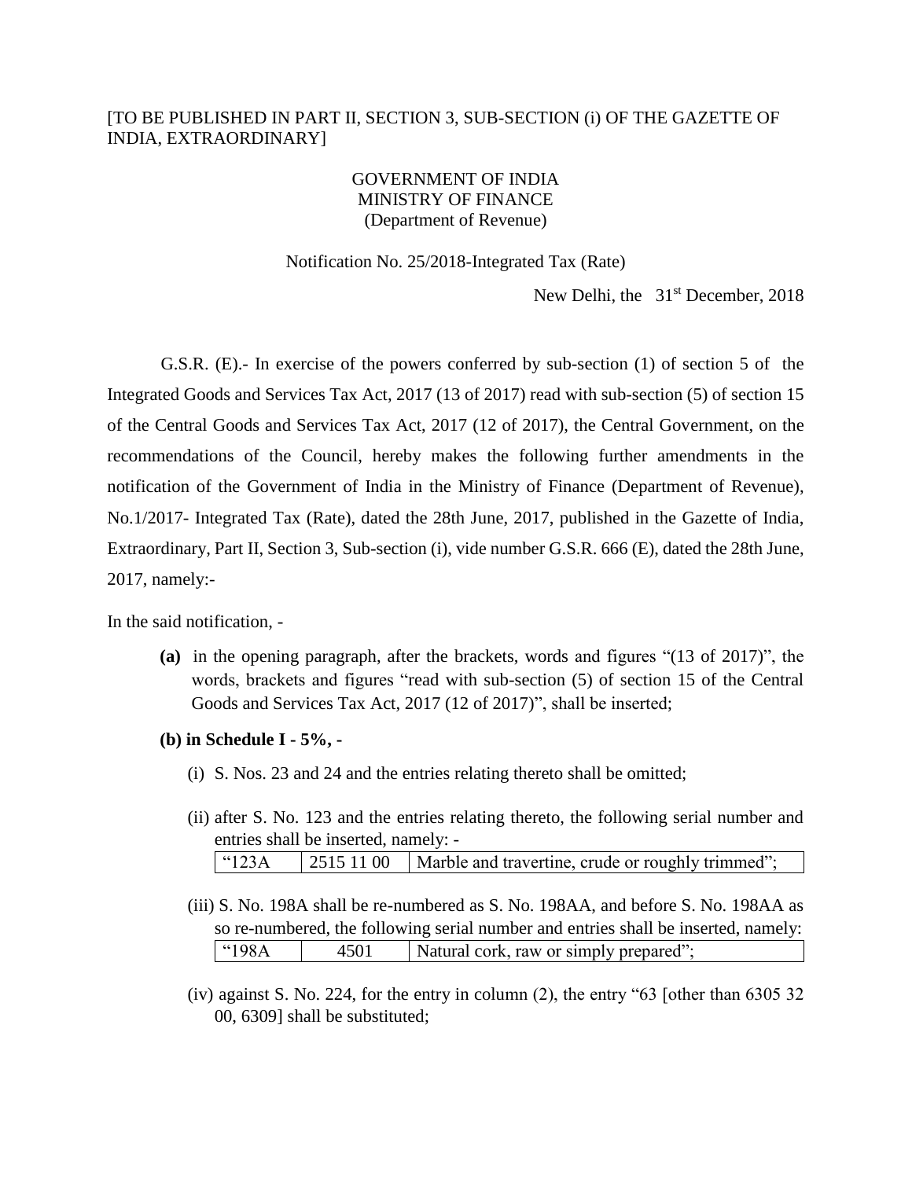[TO BE PUBLISHED IN PART II, SECTION 3, SUB-SECTION (i) OF THE GAZETTE OF INDIA, EXTRAORDINARY]

GOVERNMENT OF INDIA
MINISTRY OF FINANCE
(Department of Revenue)

Notification No. 25/2018-Integrated Tax (Rate)

New Delhi, the 31st December, 2018

G.S.R. (E).- In exercise of the powers conferred by sub-section (1) of section 5 of the Integrated Goods and Services Tax Act, 2017 (13 of 2017) read with sub-section (5) of section 15 of the Central Goods and Services Tax Act, 2017 (12 of 2017), the Central Government, on the recommendations of the Council, hereby makes the following further amendments in the notification of the Government of India in the Ministry of Finance (Department of Revenue), No.1/2017- Integrated Tax (Rate), dated the 28th June, 2017, published in the Gazette of India, Extraordinary, Part II, Section 3, Sub-section (i), vide number G.S.R. 666 (E), dated the 28th June, 2017, namely:-

In the said notification, -

**(a)** in the opening paragraph, after the brackets, words and figures "(13 of 2017)", the words, brackets and figures "read with sub-section (5) of section 15 of the Central Goods and Services Tax Act, 2017 (12 of 2017)", shall be inserted;

**(b) in Schedule I - 5%, -**

(i) S. Nos. 23 and 24 and the entries relating thereto shall be omitted;

(ii) after S. No. 123 and the entries relating thereto, the following serial number and entries shall be inserted, namely: -

| "123A | 2515 11 00 | Marble and travertine, crude or roughly trimmed"; |
|---|---|---|

(iii) S. No. 198A shall be re-numbered as S. No. 198AA, and before S. No. 198AA as so re-numbered, the following serial number and entries shall be inserted, namely:

| "198A | 4501 | Natural cork, raw or simply prepared"; |
|---|---|---|

(iv) against S. No. 224, for the entry in column (2), the entry "63 [other than 6305 32 00, 6309] shall be substituted;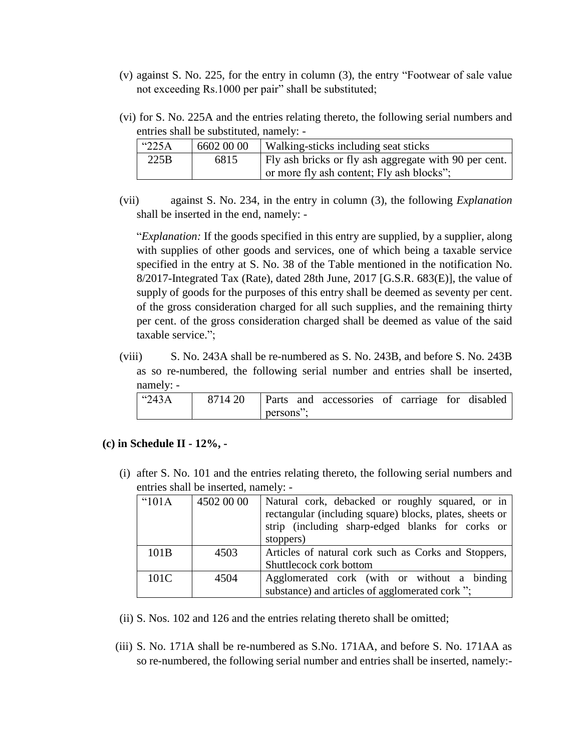(v) against S. No. 225, for the entry in column (3), the entry "Footwear of sale value not exceeding Rs.1000 per pair" shall be substituted;

(vi) for S. No. 225A and the entries relating thereto, the following serial numbers and entries shall be substituted, namely: -

| "225A | 6602 00 00 | Walking-sticks including seat sticks |
|---|---|---|
| 225B | 6815 | Fly ash bricks or fly ash aggregate with 90 per cent. or more fly ash content; Fly ash blocks"; |

(vii) against S. No. 234, in the entry in column (3), the following *Explanation* shall be inserted in the end, namely: -

"*Explanation:* If the goods specified in this entry are supplied, by a supplier, along with supplies of other goods and services, one of which being a taxable service specified in the entry at S. No. 38 of the Table mentioned in the notification No. 8/2017-Integrated Tax (Rate), dated 28th June, 2017 [G.S.R. 683(E)], the value of supply of goods for the purposes of this entry shall be deemed as seventy per cent. of the gross consideration charged for all such supplies, and the remaining thirty per cent. of the gross consideration charged shall be deemed as value of the said taxable service.";

(viii) S. No. 243A shall be re-numbered as S. No. 243B, and before S. No. 243B as so re-numbered, the following serial number and entries shall be inserted, namely: -

| "243A | 8714 20 | Parts and accessories of carriage for disabled persons"; |
|---|---|---|

**(c) in Schedule II - 12%, -**

(i) after S. No. 101 and the entries relating thereto, the following serial numbers and entries shall be inserted, namely: -

| "101A | 4502 00 00 | Natural cork, debacked or roughly squared, or in rectangular (including square) blocks, plates, sheets or strip (including sharp-edged blanks for corks or stoppers) |
|---|---|---|
| 101B | 4503 | Articles of natural cork such as Corks and Stoppers, Shuttlecock cork bottom |
| 101C | 4504 | Agglomerated cork (with or without a binding substance) and articles of agglomerated cork "; |

(ii) S. Nos. 102 and 126 and the entries relating thereto shall be omitted;

(iii) S. No. 171A shall be re-numbered as S.No. 171AA, and before S. No. 171AA as so re-numbered, the following serial number and entries shall be inserted, namely:-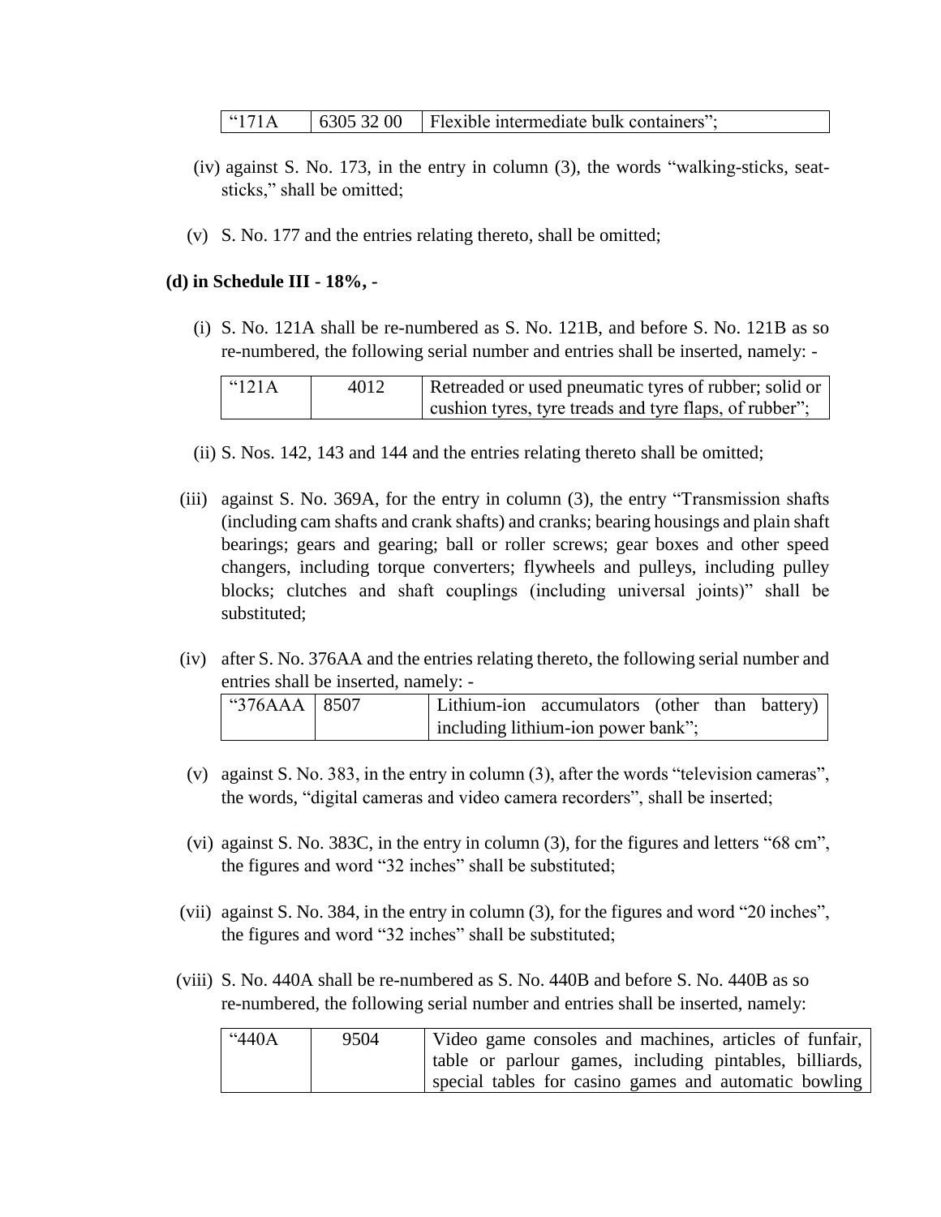| “171A | 6305 32 00 | Flexible intermediate bulk containers”; |
|---|---|---|

(iv) against S. No. 173, in the entry in column (3), the words “walking-sticks, seat-sticks,” shall be omitted;

(v) S. No. 177 and the entries relating thereto, shall be omitted;

**(d) in Schedule III - 18%, -**

(i) S. No. 121A shall be re-numbered as S. No. 121B, and before S. No. 121B as so re-numbered, the following serial number and entries shall be inserted, namely: -

| “121A | 4012 | Retreaded or used pneumatic tyres of rubber; solid or cushion tyres, tyre treads and tyre flaps, of rubber”; |
|---|---|---|

(ii) S. Nos. 142, 143 and 144 and the entries relating thereto shall be omitted;

(iii) against S. No. 369A, for the entry in column (3), the entry “Transmission shafts (including cam shafts and crank shafts) and cranks; bearing housings and plain shaft bearings; gears and gearing; ball or roller screws; gear boxes and other speed changers, including torque converters; flywheels and pulleys, including pulley blocks; clutches and shaft couplings (including universal joints)” shall be substituted;

(iv) after S. No. 376AA and the entries relating thereto, the following serial number and entries shall be inserted, namely: -

| “376AAA | 8507 | Lithium-ion accumulators (other than battery) including lithium-ion power bank”; |
|---|---|---|

(v) against S. No. 383, in the entry in column (3), after the words “television cameras”, the words, “digital cameras and video camera recorders”, shall be inserted;

(vi) against S. No. 383C, in the entry in column (3), for the figures and letters “68 cm”, the figures and word “32 inches” shall be substituted;

(vii) against S. No. 384, in the entry in column (3), for the figures and word “20 inches”, the figures and word “32 inches” shall be substituted;

(viii) S. No. 440A shall be re-numbered as S. No. 440B and before S. No. 440B as so re-numbered, the following serial number and entries shall be inserted, namely:

| “440A | 9504 | Video game consoles and machines, articles of funfair, table or parlour games, including pintables, billiards, special tables for casino games and automatic bowling |
|---|---|---|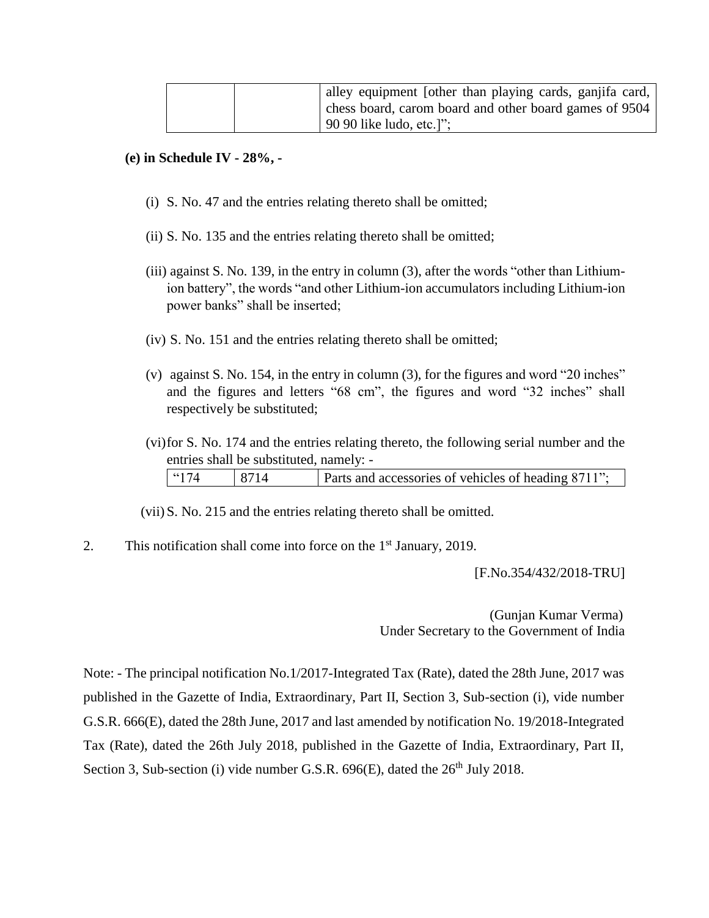| | | |
|---|---|---|
| | | alley equipment [other than playing cards, ganjifa card, chess board, carom board and other board games of 9504 90 90 like ludo, etc.]"; |

**(e) in Schedule IV - 28%, -**

(i) S. No. 47 and the entries relating thereto shall be omitted;

(ii) S. No. 135 and the entries relating thereto shall be omitted;

(iii) against S. No. 139, in the entry in column (3), after the words "other than Lithium-ion battery", the words "and other Lithium-ion accumulators including Lithium-ion power banks" shall be inserted;

(iv) S. No. 151 and the entries relating thereto shall be omitted;

(v) against S. No. 154, in the entry in column (3), for the figures and word "20 inches" and the figures and letters "68 cm", the figures and word "32 inches" shall respectively be substituted;

(vi) for S. No. 174 and the entries relating thereto, the following serial number and the entries shall be substituted, namely: -

| | | |
|---|---|---|
| "174 | 8714 | Parts and accessories of vehicles of heading 8711"; |

(vii) S. No. 215 and the entries relating thereto shall be omitted.

2. This notification shall come into force on the 1st January, 2019.

[F.No.354/432/2018-TRU]

(Gunjan Kumar Verma)
Under Secretary to the Government of India

Note: - The principal notification No.1/2017-Integrated Tax (Rate), dated the 28th June, 2017 was published in the Gazette of India, Extraordinary, Part II, Section 3, Sub-section (i), vide number G.S.R. 666(E), dated the 28th June, 2017 and last amended by notification No. 19/2018-Integrated Tax (Rate), dated the 26th July 2018, published in the Gazette of India, Extraordinary, Part II, Section 3, Sub-section (i) vide number G.S.R. 696(E), dated the 26th July 2018.